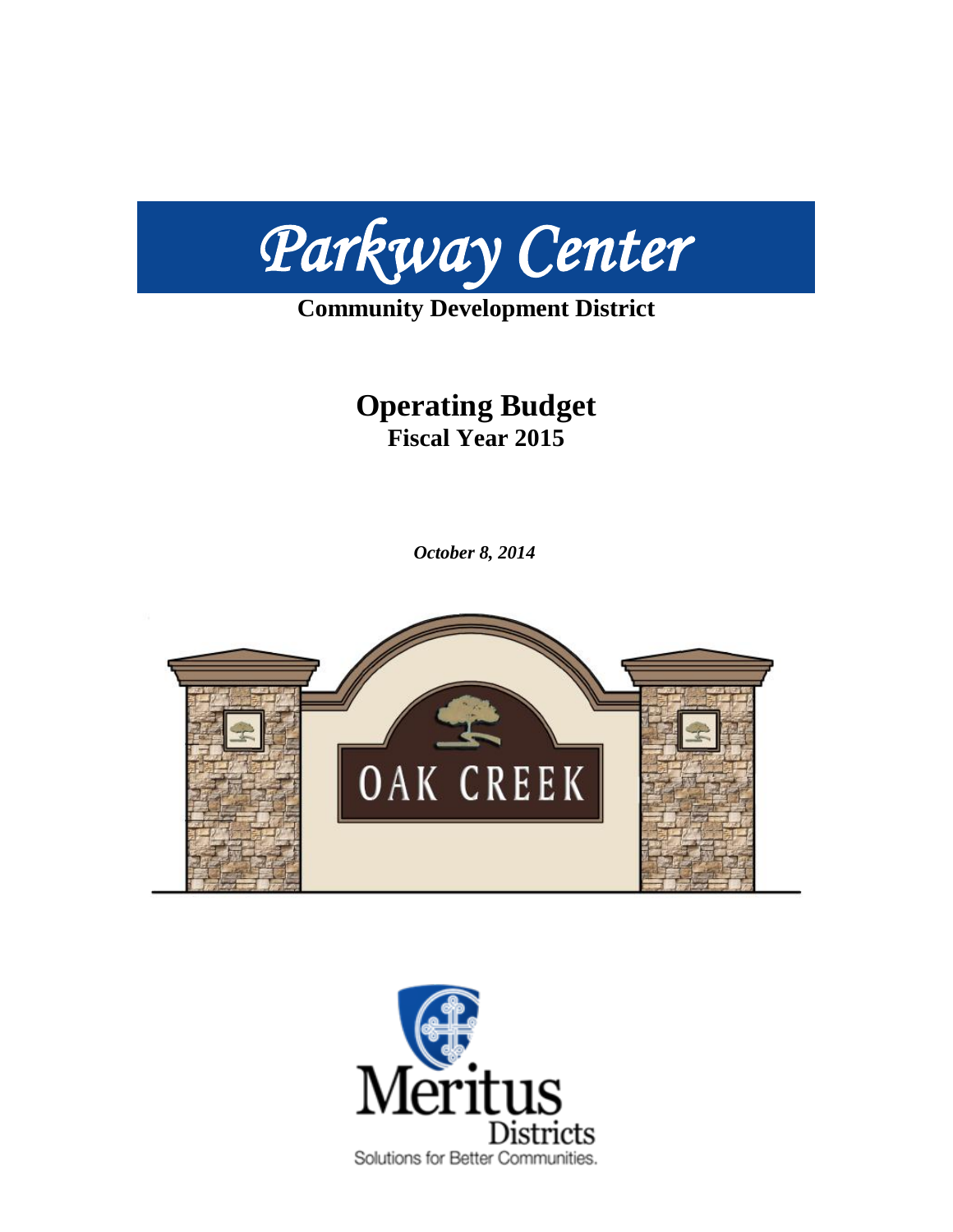# Parkway Center

**Community Development District**

## Operating Budget

### Fiscal Year 2015

*October 8, 2014*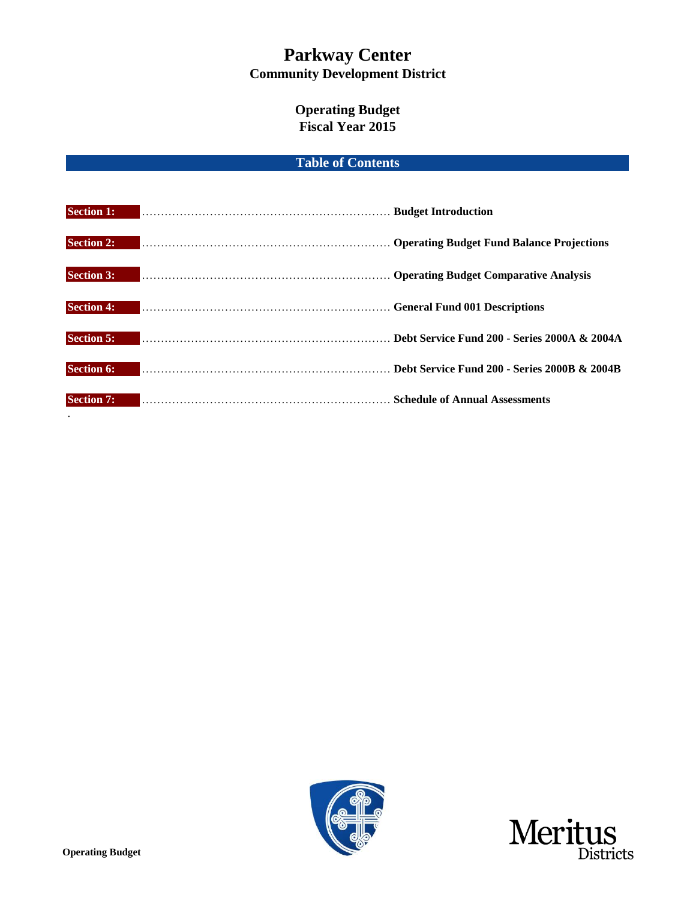# Parkway Center
## Community Development District

## Operating Budget
## Fiscal Year 2015

### Table of Contents

| | |
|---|---|
| **Section 1:** | **Budget Introduction** |
| **Section 2:** | **Operating Budget Fund Balance Projections** |
| **Section 3:** | **Operating Budget Comparative Analysis** |
| **Section 4:** | **General Fund 001 Descriptions** |
| **Section 5:** | **Debt Service Fund 200 - Series 2000A & 2004A** |
| **Section 6:** | **Debt Service Fund 200 - Series 2000B & 2004B** |
| **Section 7:** | **Schedule of Annual Assessments** |

**Operating Budget**

Meritus Districts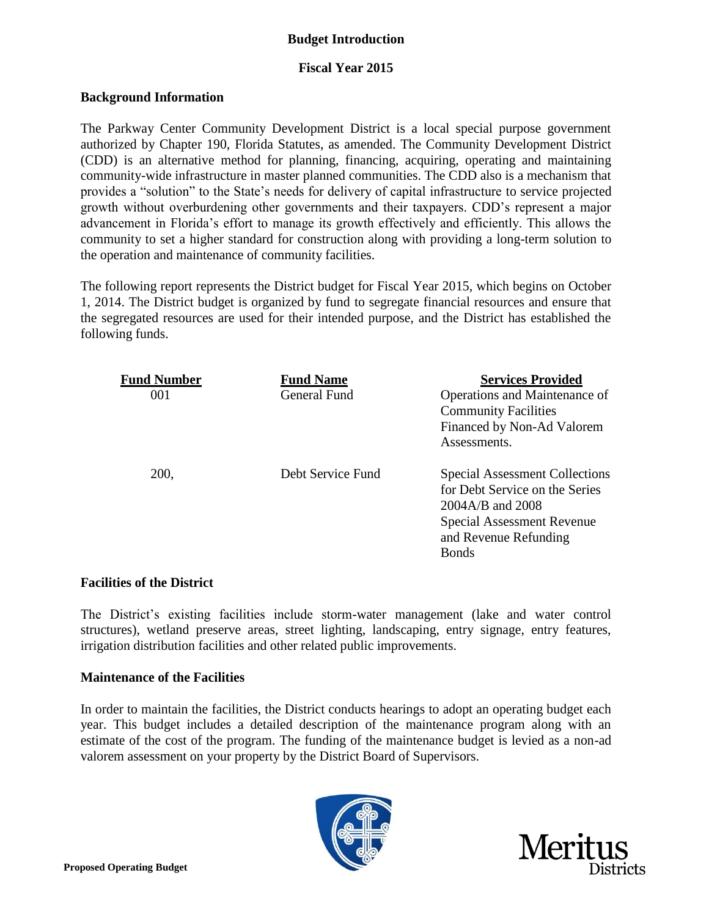# Budget Introduction

## Fiscal Year 2015

### Background Information

The Parkway Center Community Development District is a local special purpose government authorized by Chapter 190, Florida Statutes, as amended. The Community Development District (CDD) is an alternative method for planning, financing, acquiring, operating and maintaining community-wide infrastructure in master planned communities. The CDD also is a mechanism that provides a "solution" to the State's needs for delivery of capital infrastructure to service projected growth without overburdening other governments and their taxpayers. CDD's represent a major advancement in Florida's effort to manage its growth effectively and efficiently. This allows the community to set a higher standard for construction along with providing a long-term solution to the operation and maintenance of community facilities.

The following report represents the District budget for Fiscal Year 2015, which begins on October 1, 2014. The District budget is organized by fund to segregate financial resources and ensure that the segregated resources are used for their intended purpose, and the District has established the following funds.

| Fund Number | Fund Name | Services Provided |
|---|---|---|
| 001 | General Fund | Operations and Maintenance of Community Facilities Financed by Non-Ad Valorem Assessments. |
| 200, | Debt Service Fund | Special Assessment Collections for Debt Service on the Series 2004A/B and 2008 Special Assessment Revenue and Revenue Refunding Bonds |

### Facilities of the District

The District's existing facilities include storm-water management (lake and water control structures), wetland preserve areas, street lighting, landscaping, entry signage, entry features, irrigation distribution facilities and other related public improvements.

### Maintenance of the Facilities

In order to maintain the facilities, the District conducts hearings to adopt an operating budget each year. This budget includes a detailed description of the maintenance program along with an estimate of the cost of the program. The funding of the maintenance budget is levied as a non-ad valorem assessment on your property by the District Board of Supervisors.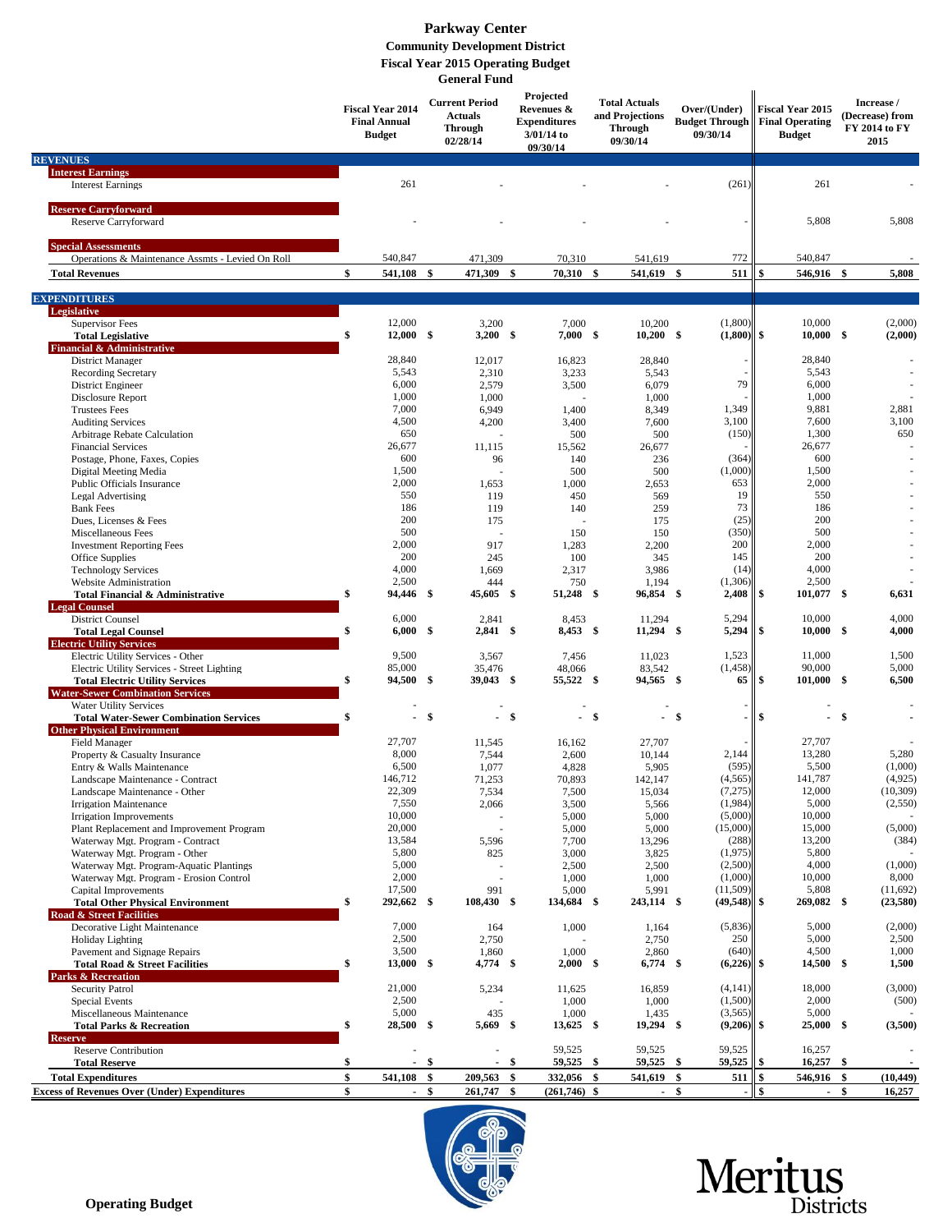# Parkway Center

## Community Development District

## Fiscal Year 2015 Operating Budget

## General Fund

| | Fiscal Year 2014 Final Annual Budget | Current Period Actuals Through 02/28/14 | Projected Revenues & Expenditures 3/01/14 to 09/30/14 | Total Actuals and Projections Through 09/30/14 | Over/(Under) Budget Through 09/30/14 | Fiscal Year 2015 Final Operating Budget | Increase / (Decrease) from FY 2014 to FY 2015 |
|---|---|---|---|---|---|---|---|
| **REVENUES** | | | | | | | |
| **Interest Earnings** | | | | | | | |
| Interest Earnings | 261 | - | - | - | (261) | 261 | - |
| **Reserve Carryforward** | | | | | | | |
| Reserve Carryforward | - | - | - | - | - | 5,808 | 5,808 |
| **Special Assessments** | | | | | | | |
| Operations & Maintenance Assmts - Levied On Roll | 540,847 | 471,309 | 70,310 | 541,619 | 772 | 540,847 | - |
| **Total Revenues** | **$ 541,108** | **$ 471,309** | **$ 70,310** | **$ 541,619** | **$ 511** | **$ 546,916** | **$ 5,808** |
| **EXPENDITURES** | | | | | | | |
| **Legislative** | | | | | | | |
| Supervisor Fees | 12,000 | 3,200 | 7,000 | 10,200 | (1,800) | 10,000 | (2,000) |
| **Total Legislative** | **$ 12,000** | **$ 3,200** | **$ 7,000** | **$ 10,200** | **$ (1,800)** | **$ 10,000** | **$ (2,000)** |
| **Financial & Administrative** | | | | | | | |
| District Manager | 28,840 | 12,017 | 16,823 | 28,840 | - | 28,840 | - |
| Recording Secretary | 5,543 | 2,310 | 3,233 | 5,543 | - | 5,543 | - |
| District Engineer | 6,000 | 2,579 | 3,500 | 6,079 | 79 | 6,000 | - |
| Disclosure Report | 1,000 | 1,000 | - | 1,000 | - | 1,000 | - |
| Trustees Fees | 7,000 | 6,949 | 1,400 | 8,349 | 1,349 | 9,881 | 2,881 |
| Auditing Services | 4,500 | 4,200 | 3,400 | 7,600 | 3,100 | 7,600 | 3,100 |
| Arbitrage Rebate Calculation | 650 | - | 500 | 500 | (150) | 1,300 | 650 |
| Financial Services | 26,677 | 11,115 | 15,562 | 26,677 | - | 26,677 | - |
| Postage, Phone, Faxes, Copies | 600 | 96 | 140 | 236 | (364) | 600 | - |
| Digital Meeting Media | 1,500 | - | 500 | 500 | (1,000) | 1,500 | - |
| Public Officials Insurance | 2,000 | 1,653 | 1,000 | 2,653 | 653 | 2,000 | - |
| Legal Advertising | 550 | 119 | 450 | 569 | 19 | 550 | - |
| Bank Fees | 186 | 119 | 140 | 259 | 73 | 186 | - |
| Dues, Licenses & Fees | 200 | 175 | - | 175 | (25) | 200 | - |
| Miscellaneous Fees | 500 | - | 150 | 150 | (350) | 500 | - |
| Investment Reporting Fees | 2,000 | 917 | 1,283 | 2,200 | 200 | 2,000 | - |
| Office Supplies | 200 | 245 | 100 | 345 | 145 | 200 | - |
| Technology Services | 4,000 | 1,669 | 2,317 | 3,986 | (14) | 4,000 | - |
| Website Administration | 2,500 | 444 | 750 | 1,194 | (1,306) | 2,500 | - |
| **Total Financial & Administrative** | **$ 94,446** | **$ 45,605** | **$ 51,248** | **$ 96,854** | **$ 2,408** | **$ 101,077** | **$ 6,631** |
| **Legal Counsel** | | | | | | | |
| District Counsel | 6,000 | 2,841 | 8,453 | 11,294 | 5,294 | 10,000 | 4,000 |
| **Total Legal Counsel** | **$ 6,000** | **$ 2,841** | **$ 8,453** | **$ 11,294** | **$ 5,294** | **$ 10,000** | **$ 4,000** |
| **Electric Utility Services** | | | | | | | |
| Electric Utility Services - Other | 9,500 | 3,567 | 7,456 | 11,023 | 1,523 | 11,000 | 1,500 |
| Electric Utility Services - Street Lighting | 85,000 | 35,476 | 48,066 | 83,542 | (1,458) | 90,000 | 5,000 |
| **Total Electric Utility Services** | **$ 94,500** | **$ 39,043** | **$ 55,522** | **$ 94,565** | **$ 65** | **$ 101,000** | **$ 6,500** |
| **Water-Sewer Combination Services** | | | | | | | |
| Water Utility Services | - | - | - | - | - | - | - |
| **Total Water-Sewer Combination Services** | **$ -** | **$ -** | **$ -** | **$ -** | **$ -** | **$ -** | **$ -** |
| **Other Physical Environment** | | | | | | | |
| Field Manager | 27,707 | 11,545 | 16,162 | 27,707 | - | 27,707 | - |
| Property & Casualty Insurance | 8,000 | 7,544 | 2,600 | 10,144 | 2,144 | 13,280 | 5,280 |
| Entry & Walls Maintenance | 6,500 | 1,077 | 4,828 | 5,905 | (595) | 5,500 | (1,000) |
| Landscape Maintenance - Contract | 146,712 | 71,253 | 70,893 | 142,147 | (4,565) | 141,787 | (4,925) |
| Landscape Maintenance - Other | 22,309 | 7,534 | 7,500 | 15,034 | (7,275) | 12,000 | (10,309) |
| Irrigation Maintenance | 7,550 | 2,066 | 3,500 | 5,566 | (1,984) | 5,000 | (2,550) |
| Irrigation Improvements | 10,000 | - | 5,000 | 5,000 | (5,000) | 10,000 | - |
| Plant Replacement and Improvement Program | 20,000 | - | 5,000 | 5,000 | (15,000) | 15,000 | (5,000) |
| Waterway Mgt. Program - Contract | 13,584 | 5,596 | 7,700 | 13,296 | (288) | 13,200 | (384) |
| Waterway Mgt. Program - Other | 5,800 | 825 | 3,000 | 3,825 | (1,975) | 5,800 | - |
| Waterway Mgt. Program-Aquatic Plantings | 5,000 | - | 2,500 | 2,500 | (2,500) | 4,000 | (1,000) |
| Waterway Mgt. Program - Erosion Control | 2,000 | - | 1,000 | 1,000 | (1,000) | 10,000 | 8,000 |
| Capital Improvements | 17,500 | 991 | 5,000 | 5,991 | (11,509) | 5,808 | (11,692) |
| **Total Other Physical Environment** | **$ 292,662** | **$ 108,430** | **$ 134,684** | **$ 243,114** | **$ (49,548)** | **$ 269,082** | **$ (23,580)** |
| **Road & Street Facilities** | | | | | | | |
| Decorative Light Maintenance | 7,000 | 164 | 1,000 | 1,164 | (5,836) | 5,000 | (2,000) |
| Holiday Lighting | 2,500 | 2,750 | - | 2,750 | 250 | 5,000 | 2,500 |
| Pavement and Signage Repairs | 3,500 | 1,860 | 1,000 | 2,860 | (640) | 4,500 | 1,000 |
| **Total Road & Street Facilities** | **$ 13,000** | **$ 4,774** | **$ 2,000** | **$ 6,774** | **$ (6,226)** | **$ 14,500** | **$ 1,500** |
| **Parks & Recreation** | | | | | | | |
| Security Patrol | 21,000 | 5,234 | 11,625 | 16,859 | (4,141) | 18,000 | (3,000) |
| Special Events | 2,500 | - | 1,000 | 1,000 | (1,500) | 2,000 | (500) |
| Miscellaneous Maintenance | 5,000 | 435 | 1,000 | 1,435 | (3,565) | 5,000 | - |
| **Total Parks & Recreation** | **$ 28,500** | **$ 5,669** | **$ 13,625** | **$ 19,294** | **$ (9,206)** | **$ 25,000** | **$ (3,500)** |
| **Reserve** | | | | | | | |
| Reserve Contribution | - | - | 59,525 | 59,525 | 59,525 | 16,257 | - |
| **Total Reserve** | **$ -** | **$ -** | **$ 59,525** | **$ 59,525** | **$ 59,525** | **$ 16,257** | **$ -** |
| **Total Expenditures** | **$ 541,108** | **$ 209,563** | **$ 332,056** | **$ 541,619** | **$ 511** | **$ 546,916** | **$ (10,449)** |
| **Excess of Revenues Over (Under) Expenditures** | **$ -** | **$ 261,747** | **$ (261,746)** | **$ -** | **$ -** | **$ -** | **$ 16,257** |

**Operating Budget**

Meritus Districts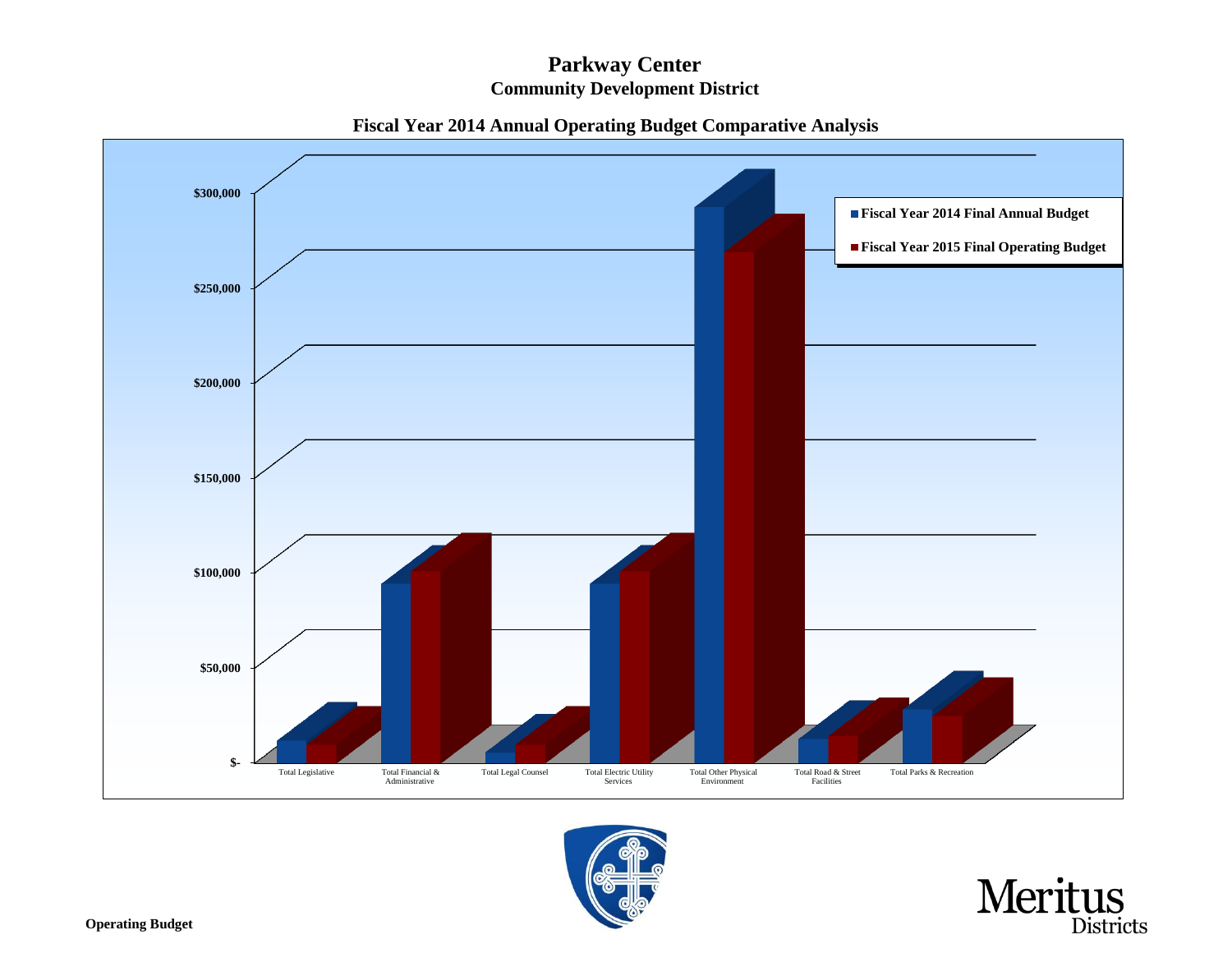# Parkway Center

## Community Development District

### Fiscal Year 2014 Annual Operating Budget Comparative Analysis

$300,000

$250,000

$200,000

$150,000

$100,000

$50,000

$-

Total Legislative | Total Financial & Administrative | Total Legal Counsel | Total Electric Utility Services | Total Other Physical Environment | Total Road & Street Facilities | Total Parks & Recreation

- Fiscal Year 2014 Final Annual Budget
- Fiscal Year 2015 Final Operating Budget

Meritus Districts

**Operating Budget**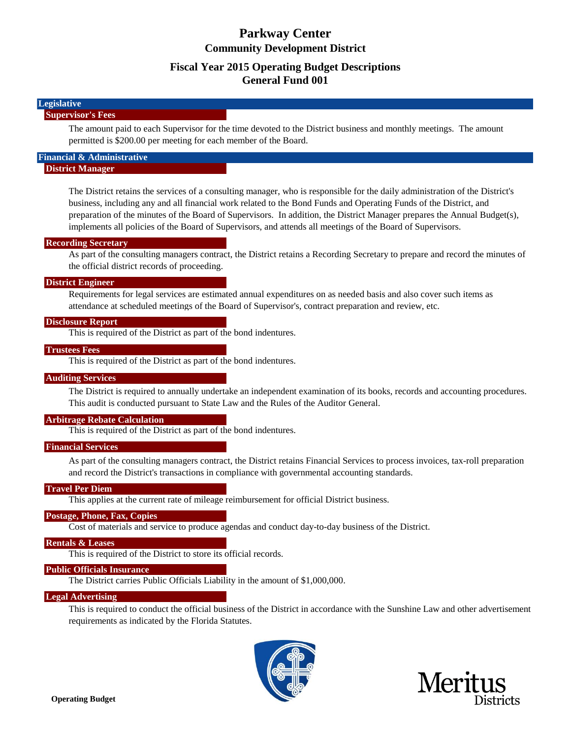# Parkway Center

## Community Development District

## Fiscal Year 2015 Operating Budget Descriptions
## General Fund 001

### Legislative

**Supervisor's Fees**

The amount paid to each Supervisor for the time devoted to the District business and monthly meetings. The amount permitted is $200.00 per meeting for each member of the Board.

### Financial & Administrative

**District Manager**

The District retains the services of a consulting manager, who is responsible for the daily administration of the District's business, including any and all financial work related to the Bond Funds and Operating Funds of the District, and preparation of the minutes of the Board of Supervisors. In addition, the District Manager prepares the Annual Budget(s), implements all policies of the Board of Supervisors, and attends all meetings of the Board of Supervisors.

**Recording Secretary**

As part of the consulting managers contract, the District retains a Recording Secretary to prepare and record the minutes of the official district records of proceeding.

**District Engineer**

Requirements for legal services are estimated annual expenditures on as needed basis and also cover such items as attendance at scheduled meetings of the Board of Supervisor's, contract preparation and review, etc.

**Disclosure Report**

This is required of the District as part of the bond indentures.

**Trustees Fees**

This is required of the District as part of the bond indentures.

**Auditing Services**

The District is required to annually undertake an independent examination of its books, records and accounting procedures. This audit is conducted pursuant to State Law and the Rules of the Auditor General.

**Arbitrage Rebate Calculation**

This is required of the District as part of the bond indentures.

**Financial Services**

As part of the consulting managers contract, the District retains Financial Services to process invoices, tax-roll preparation and record the District's transactions in compliance with governmental accounting standards.

**Travel Per Diem**

This applies at the current rate of mileage reimbursement for official District business.

**Postage, Phone, Fax, Copies**

Cost of materials and service to produce agendas and conduct day-to-day business of the District.

**Rentals & Leases**

This is required of the District to store its official records.

**Public Officials Insurance**

The District carries Public Officials Liability in the amount of $1,000,000.

**Legal Advertising**

This is required to conduct the official business of the District in accordance with the Sunshine Law and other advertisement requirements as indicated by the Florida Statutes.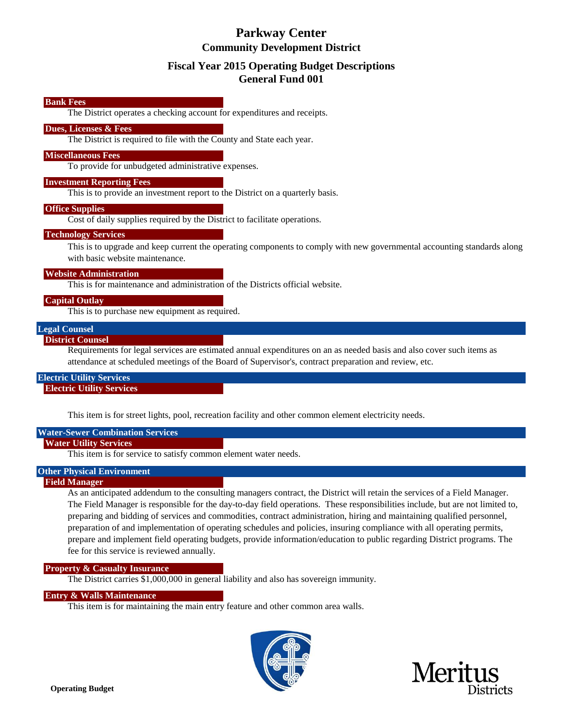# Parkway Center

## Community Development District

## Fiscal Year 2015 Operating Budget Descriptions

## General Fund 001

#### Bank Fees

The District operates a checking account for expenditures and receipts.

#### Dues, Licenses & Fees

The District is required to file with the County and State each year.

#### Miscellaneous Fees

To provide for unbudgeted administrative expenses.

#### Investment Reporting Fees

This is to provide an investment report to the District on a quarterly basis.

#### Office Supplies

Cost of daily supplies required by the District to facilitate operations.

#### Technology Services

This is to upgrade and keep current the operating components to comply with new governmental accounting standards along with basic website maintenance.

#### Website Administration

This is for maintenance and administration of the Districts official website.

#### Capital Outlay

This is to purchase new equipment as required.

### Legal Counsel

#### District Counsel

Requirements for legal services are estimated annual expenditures on an as needed basis and also cover such items as attendance at scheduled meetings of the Board of Supervisor's, contract preparation and review, etc.

### Electric Utility Services

#### Electric Utility Services

This item is for street lights, pool, recreation facility and other common element electricity needs.

### Water-Sewer Combination Services

#### Water Utility Services

This item is for service to satisfy common element water needs.

### Other Physical Environment

#### Field Manager

As an anticipated addendum to the consulting managers contract, the District will retain the services of a Field Manager. The Field Manager is responsible for the day-to-day field operations. These responsibilities include, but are not limited to, preparing and bidding of services and commodities, contract administration, hiring and maintaining qualified personnel, preparation of and implementation of operating schedules and policies, insuring compliance with all operating permits, prepare and implement field operating budgets, provide information/education to public regarding District programs. The fee for this service is reviewed annually.

#### Property & Casualty Insurance

The District carries $1,000,000 in general liability and also has sovereign immunity.

#### Entry & Walls Maintenance

This item is for maintaining the main entry feature and other common area walls.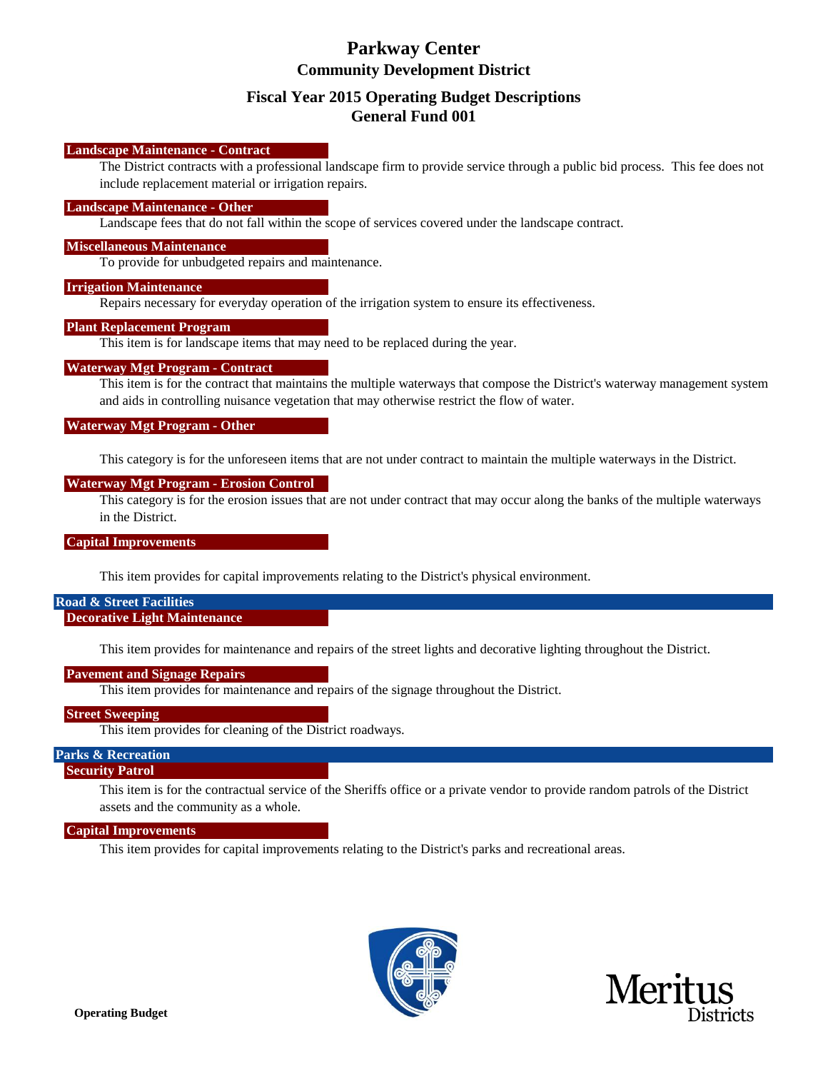# Parkway Center

## Community Development District

## Fiscal Year 2015 Operating Budget Descriptions

## General Fund 001

**Landscape Maintenance - Contract**

The District contracts with a professional landscape firm to provide service through a public bid process. This fee does not include replacement material or irrigation repairs.

**Landscape Maintenance - Other**

Landscape fees that do not fall within the scope of services covered under the landscape contract.

**Miscellaneous Maintenance**

To provide for unbudgeted repairs and maintenance.

**Irrigation Maintenance**

Repairs necessary for everyday operation of the irrigation system to ensure its effectiveness.

**Plant Replacement Program**

This item is for landscape items that may need to be replaced during the year.

**Waterway Mgt Program - Contract**

This item is for the contract that maintains the multiple waterways that compose the District's waterway management system and aids in controlling nuisance vegetation that may otherwise restrict the flow of water.

**Waterway Mgt Program - Other**

This category is for the unforeseen items that are not under contract to maintain the multiple waterways in the District.

**Waterway Mgt Program - Erosion Control**

This category is for the erosion issues that are not under contract that may occur along the banks of the multiple waterways in the District.

**Capital Improvements**

This item provides for capital improvements relating to the District's physical environment.

### Road & Street Facilities

**Decorative Light Maintenance**

This item provides for maintenance and repairs of the street lights and decorative lighting throughout the District.

**Pavement and Signage Repairs**

This item provides for maintenance and repairs of the signage throughout the District.

**Street Sweeping**

This item provides for cleaning of the District roadways.

### Parks & Recreation

**Security Patrol**

This item is for the contractual service of the Sheriffs office or a private vendor to provide random patrols of the District assets and the community as a whole.

**Capital Improvements**

This item provides for capital improvements relating to the District's parks and recreational areas.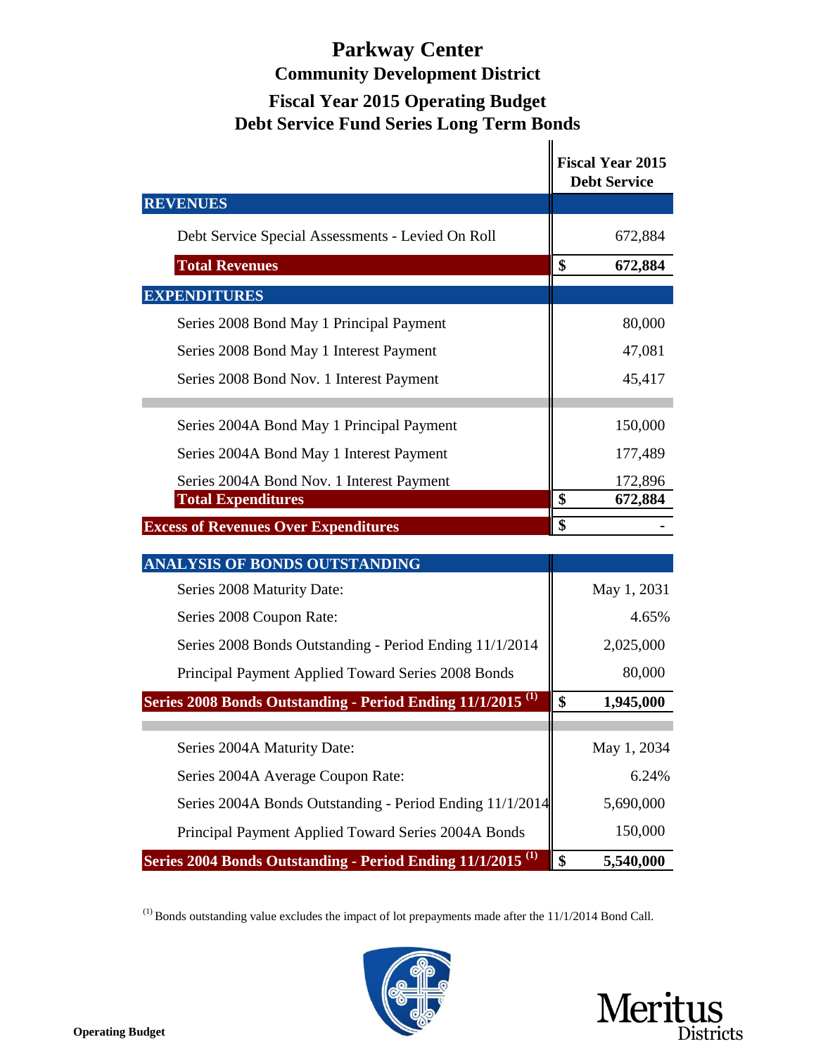# Parkway Center

## Community Development District

## Fiscal Year 2015 Operating Budget

## Debt Service Fund Series Long Term Bonds

| | Fiscal Year 2015 Debt Service |
|---|---|
| **REVENUES** | |
| Debt Service Special Assessments - Levied On Roll | 672,884 |
| **Total Revenues** | **$ 672,884** |
| **EXPENDITURES** | |
| Series 2008 Bond May 1 Principal Payment | 80,000 |
| Series 2008 Bond May 1 Interest Payment | 47,081 |
| Series 2008 Bond Nov. 1 Interest Payment | 45,417 |
| Series 2004A Bond May 1 Principal Payment | 150,000 |
| Series 2004A Bond May 1 Interest Payment | 177,489 |
| Series 2004A Bond Nov. 1 Interest Payment | 172,896 |
| **Total Expenditures** | **$ 672,884** |
| **Excess of Revenues Over Expenditures** | **$ -** |
| **ANALYSIS OF BONDS OUTSTANDING** | |
| Series 2008 Maturity Date: | May 1, 2031 |
| Series 2008 Coupon Rate: | 4.65% |
| Series 2008 Bonds Outstanding - Period Ending 11/1/2014 | 2,025,000 |
| Principal Payment Applied Toward Series 2008 Bonds | 80,000 |
| **Series 2008 Bonds Outstanding - Period Ending 11/1/2015 (1)** | **$ 1,945,000** |
| Series 2004A Maturity Date: | May 1, 2034 |
| Series 2004A Average Coupon Rate: | 6.24% |
| Series 2004A Bonds Outstanding - Period Ending 11/1/2014 | 5,690,000 |
| Principal Payment Applied Toward Series 2004A Bonds | 150,000 |
| **Series 2004 Bonds Outstanding - Period Ending 11/1/2015 (1)** | **$ 5,540,000** |

(1) Bonds outstanding value excludes the impact of lot prepayments made after the 11/1/2014 Bond Call.

Meritus Districts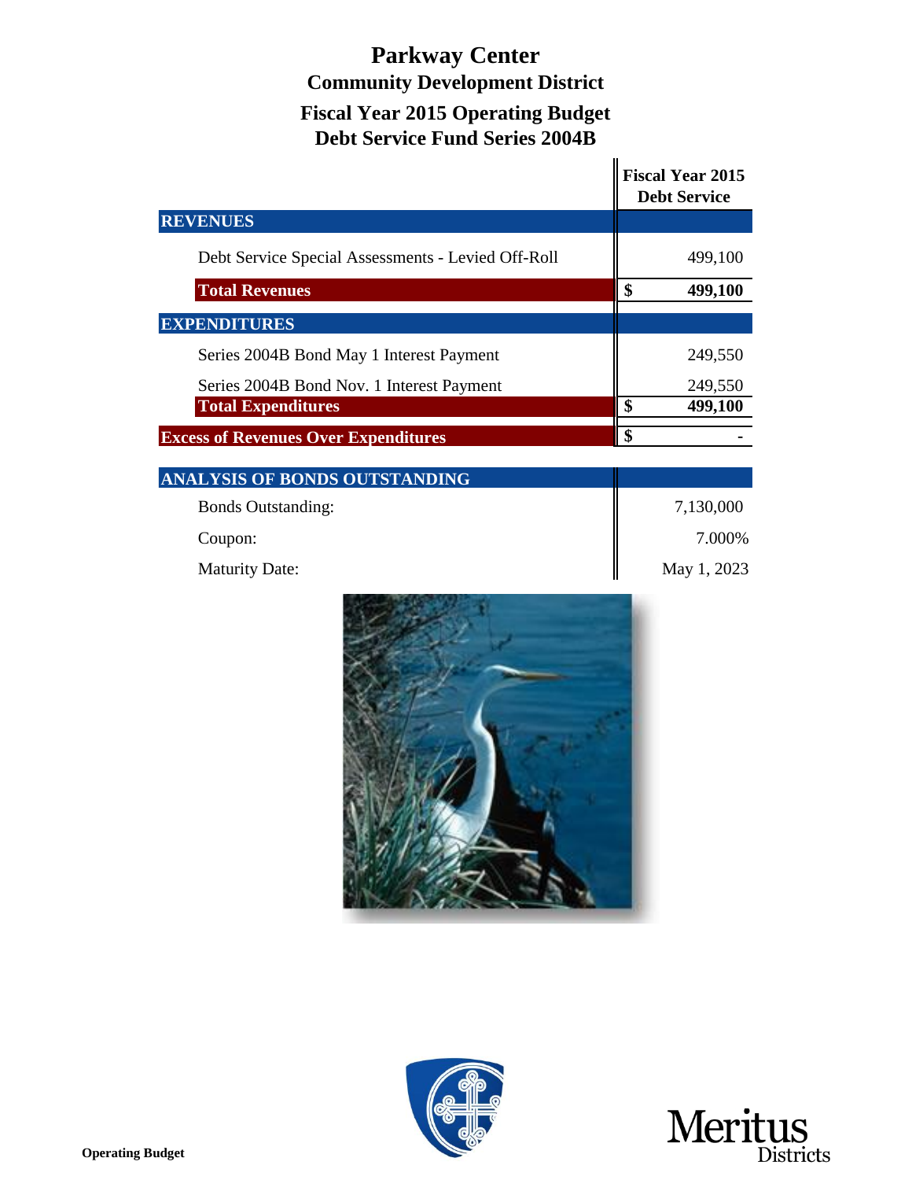# Parkway Center

## Community Development District

## Fiscal Year 2015 Operating Budget

## Debt Service Fund Series 2004B

| | Fiscal Year 2015 Debt Service |
|---|---|
| **REVENUES** | |
| Debt Service Special Assessments - Levied Off-Roll | 499,100 |
| **Total Revenues** | **$ 499,100** |
| **EXPENDITURES** | |
| Series 2004B Bond May 1 Interest Payment | 249,550 |
| Series 2004B Bond Nov. 1 Interest Payment | 249,550 |
| **Total Expenditures** | **$ 499,100** |
| **Excess of Revenues Over Expenditures** | **$ -** |

| **ANALYSIS OF BONDS OUTSTANDING** | |
|---|---|
| Bonds Outstanding: | 7,130,000 |
| Coupon: | 7.000% |
| Maturity Date: | May 1, 2023 |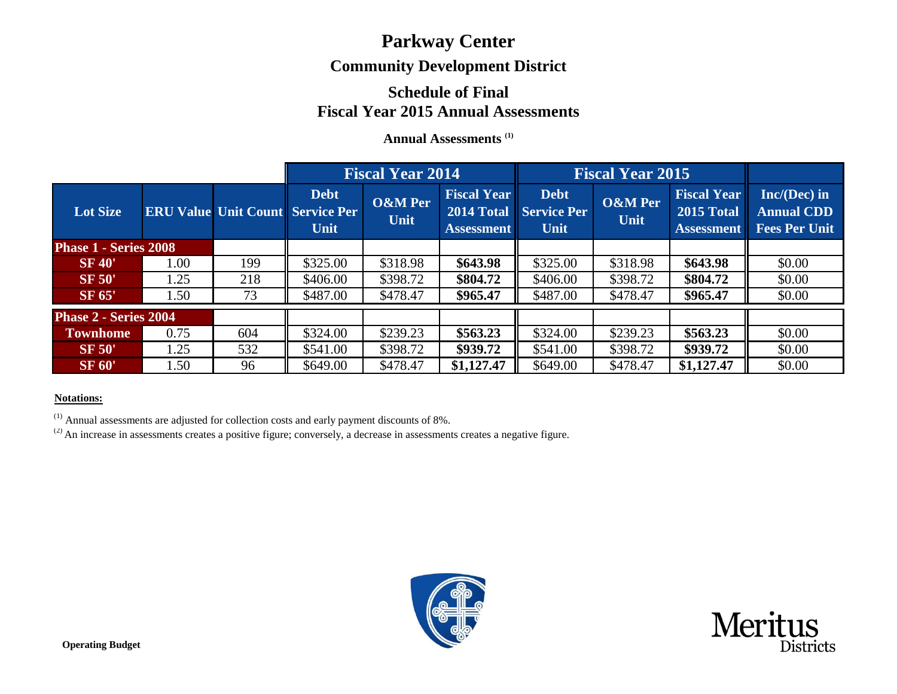# Parkway Center

## Community Development District

## Schedule of Final Fiscal Year 2015 Annual Assessments

**Annual Assessments [1]**

| | | | Fiscal Year 2014 | | | Fiscal Year 2015 | | | |
|---|---|---|---|---|---|---|---|---|---|
| Lot Size | ERU Value | Unit Count | Debt Service Per Unit | O&M Per Unit | Fiscal Year 2014 Total Assessment | Debt Service Per Unit | O&M Per Unit | Fiscal Year 2015 Total Assessment | Inc/(Dec) in Annual CDD Fees Per Unit |
| **Phase 1 - Series 2008** | | | | | | | | | |
| **SF 40'** | 1.00 | 199 | $325.00 | $318.98 | **$643.98** | $325.00 | $318.98 | **$643.98** | $0.00 |
| **SF 50'** | 1.25 | 218 | $406.00 | $398.72 | **$804.72** | $406.00 | $398.72 | **$804.72** | $0.00 |
| **SF 65'** | 1.50 | 73 | $487.00 | $478.47 | **$965.47** | $487.00 | $478.47 | **$965.47** | $0.00 |
| **Phase 2 - Series 2004** | | | | | | | | | |
| **Townhome** | 0.75 | 604 | $324.00 | $239.23 | **$563.23** | $324.00 | $239.23 | **$563.23** | $0.00 |
| **SF 50'** | 1.25 | 532 | $541.00 | $398.72 | **$939.72** | $541.00 | $398.72 | **$939.72** | $0.00 |
| **SF 60'** | 1.50 | 96 | $649.00 | $478.47 | **$1,127.47** | $649.00 | $478.47 | **$1,127.47** | $0.00 |

**Notations:**

[1] Annual assessments are adjusted for collection costs and early payment discounts of 8%.

[2] An increase in assessments creates a positive figure; conversely, a decrease in assessments creates a negative figure.

**Operating Budget**